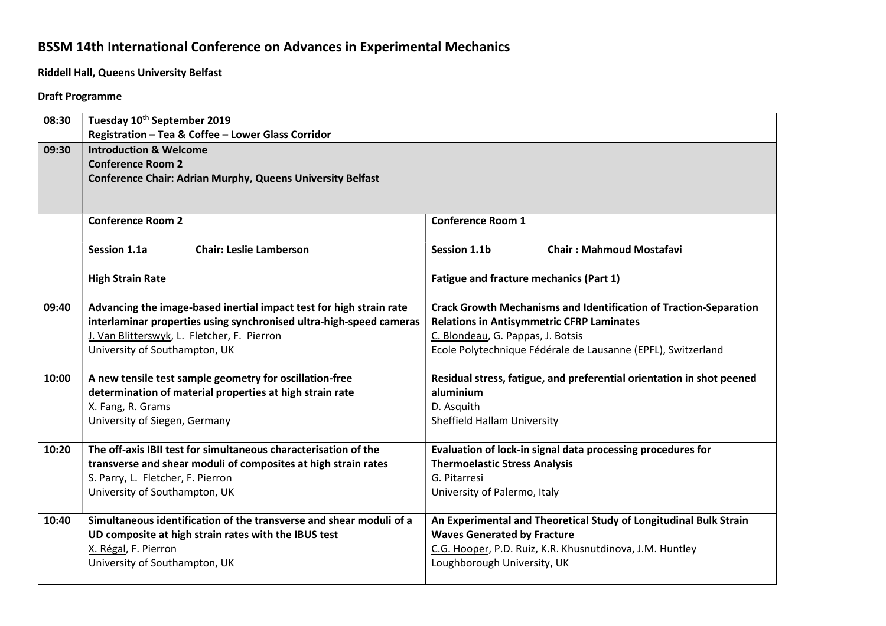# BSSM 14th International Conference on Advances in Experimental Mechanics

**Riddell Hall, Queens University Belfast**

**Draft Programme**

| | | |
|---|---|---|
| **08:30** | **Tuesday 10th September 2019**<br>**Registration – Tea & Coffee – Lower Glass Corridor** | |
| **09:30** | **Introduction & Welcome**<br>**Conference Room 2**<br>**Conference Chair: Adrian Murphy, Queens University Belfast** | |
| | **Conference Room 2** | **Conference Room 1** |
| | **Session 1.1a Chair: Leslie Lamberson** | **Session 1.1b Chair : Mahmoud Mostafavi** |
| | **High Strain Rate** | **Fatigue and fracture mechanics (Part 1)** |
| **09:40** | **Advancing the image-based inertial impact test for high strain rate interlaminar properties using synchronised ultra-high-speed cameras**<br>J. Van Blitterswyk, L. Fletcher, F. Pierron<br>University of Southampton, UK | **Crack Growth Mechanisms and Identification of Traction-Separation Relations in Antisymmetric CFRP Laminates**<br>C. Blondeau, G. Pappas, J. Botsis<br>Ecole Polytechnique Fédérale de Lausanne (EPFL), Switzerland |
| **10:00** | **A new tensile test sample geometry for oscillation-free determination of material properties at high strain rate**<br>X. Fang, R. Grams<br>University of Siegen, Germany | **Residual stress, fatigue, and preferential orientation in shot peened aluminium**<br>D. Asquith<br>Sheffield Hallam University |
| **10:20** | **The off-axis IBII test for simultaneous characterisation of the transverse and shear moduli of composites at high strain rates**<br>S. Parry, L. Fletcher, F. Pierron<br>University of Southampton, UK | **Evaluation of lock-in signal data processing procedures for Thermoelastic Stress Analysis**<br>G. Pitarresi<br>University of Palermo, Italy |
| **10:40** | **Simultaneous identification of the transverse and shear moduli of a UD composite at high strain rates with the IBUS test**<br>X. Régal, F. Pierron<br>University of Southampton, UK | **An Experimental and Theoretical Study of Longitudinal Bulk Strain Waves Generated by Fracture**<br>C.G. Hooper, P.D. Ruiz, K.R. Khusnutdinova, J.M. Huntley<br>Loughborough University, UK |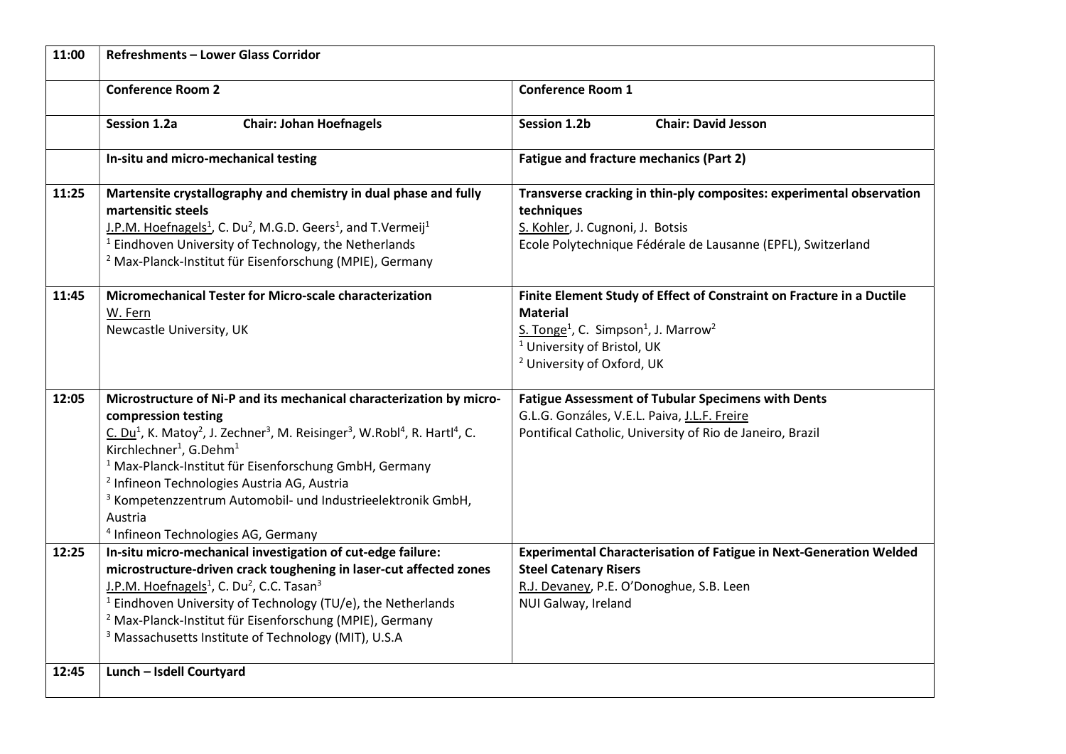| 11:00 | **Refreshments – Lower Glass Corridor** | |
|---|---|---|
| | **Conference Room 2** | **Conference Room 1** |
| | **Session 1.2a** **Chair: Johan Hoefnagels** | **Session 1.2b** **Chair: David Jesson** |
| | **In-situ and micro-mechanical testing** | **Fatigue and fracture mechanics (Part 2)** |
| 11:25 | **Martensite crystallography and chemistry in dual phase and fully martensitic steels**<br>J.P.M. Hoefnagels[1], C. Du[2], M.G.D. Geers[1], and T.Vermeij[1]<br>[1] Eindhoven University of Technology, the Netherlands<br>[2] Max-Planck-Institut für Eisenforschung (MPIE), Germany | **Transverse cracking in thin-ply composites: experimental observation techniques**<br>S. Kohler, J. Cugnoni, J. Botsis<br>Ecole Polytechnique Fédérale de Lausanne (EPFL), Switzerland |
| 11:45 | **Micromechanical Tester for Micro-scale characterization**<br>W. Fern<br>Newcastle University, UK | **Finite Element Study of Effect of Constraint on Fracture in a Ductile Material**<br>S. Tonge[1], C. Simpson[1], J. Marrow[2]<br>[1] University of Bristol, UK<br>[2] University of Oxford, UK |
| 12:05 | **Microstructure of Ni-P and its mechanical characterization by micro-compression testing**<br>C. Du[1], K. Matoy[2], J. Zechner[3], M. Reisinger[3], W.Robl[4], R. Hartl[4], C. Kirchlechner[1], G.Dehm[1]<br>[1] Max-Planck-Institut für Eisenforschung GmbH, Germany<br>[2] Infineon Technologies Austria AG, Austria<br>[3] Kompetenzzentrum Automobil- und Industrieelektronik GmbH, Austria<br>[4] Infineon Technologies AG, Germany | **Fatigue Assessment of Tubular Specimens with Dents**<br>G.L.G. Gonzáles, V.E.L. Paiva, J.L.F. Freire<br>Pontifical Catholic, University of Rio de Janeiro, Brazil |
| 12:25 | **In-situ micro-mechanical investigation of cut-edge failure: microstructure-driven crack toughening in laser-cut affected zones**<br>J.P.M. Hoefnagels[1], C. Du[2], C.C. Tasan[3]<br>[1] Eindhoven University of Technology (TU/e), the Netherlands<br>[2] Max-Planck-Institut für Eisenforschung (MPIE), Germany<br>[3] Massachusetts Institute of Technology (MIT), U.S.A | **Experimental Characterisation of Fatigue in Next-Generation Welded Steel Catenary Risers**<br>R.J. Devaney, P.E. O'Donoghue, S.B. Leen<br>NUI Galway, Ireland |
| 12:45 | **Lunch – Isdell Courtyard** | |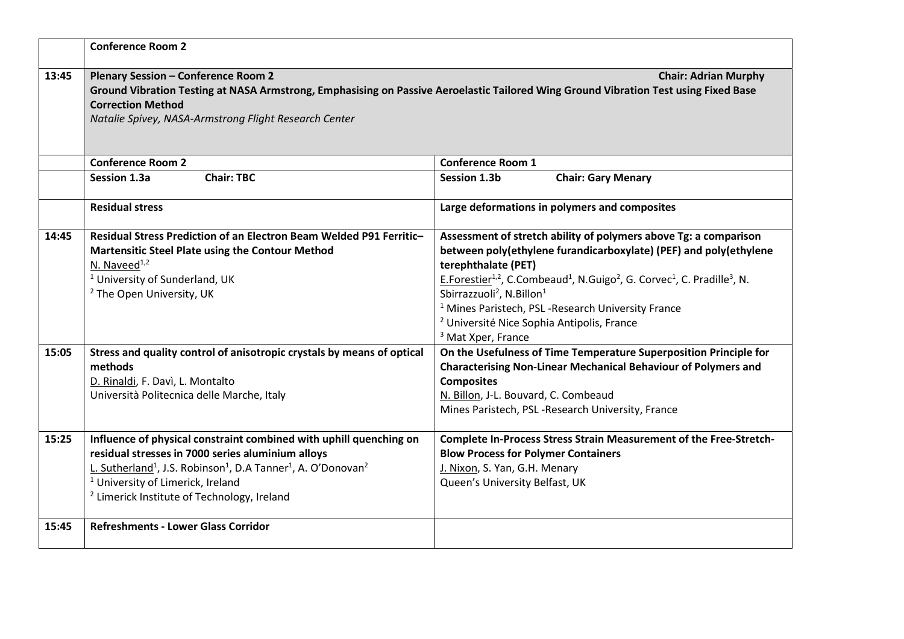| | Conference Room 2 | |
|---|---|---|
| 13:45 | **Plenary Session – Conference Room 2** **Chair: Adrian Murphy**<br>**Ground Vibration Testing at NASA Armstrong, Emphasising on Passive Aeroelastic Tailored Wing Ground Vibration Test using Fixed Base Correction Method**<br>*Natalie Spivey, NASA-Armstrong Flight Research Center* | |
| | **Conference Room 2** | **Conference Room 1** |
| | **Session 1.3a** **Chair: TBC** | **Session 1.3b** **Chair: Gary Menary** |
| | **Residual stress** | **Large deformations in polymers and composites** |
| 14:45 | **Residual Stress Prediction of an Electron Beam Welded P91 Ferritic–Martensitic Steel Plate using the Contour Method**<br>N. Naveed[1,2]<br>[1] University of Sunderland, UK<br>[2] The Open University, UK | **Assessment of stretch ability of polymers above Tg: a comparison between poly(ethylene furandicarboxylate) (PEF) and poly(ethylene terephthalate (PET)**<br>E.Forestier[1,2], C.Combeaud[1], N.Guigo[2], G. Corvec[1], C. Pradille[3], N. Sbirrazzuoli[2], N.Billon[1]<br>[1] Mines Paristech, PSL -Research University France<br>[2] Université Nice Sophia Antipolis, France<br>[3] Mat Xper, France |
| 15:05 | **Stress and quality control of anisotropic crystals by means of optical methods**<br>D. Rinaldi, F. Davì, L. Montalto<br>Università Politecnica delle Marche, Italy | **On the Usefulness of Time Temperature Superposition Principle for Characterising Non-Linear Mechanical Behaviour of Polymers and Composites**<br>N. Billon, J-L. Bouvard, C. Combeaud<br>Mines Paristech, PSL -Research University, France |
| 15:25 | **Influence of physical constraint combined with uphill quenching on residual stresses in 7000 series aluminium alloys**<br>L. Sutherland[1], J.S. Robinson[1], D.A Tanner[1], A. O'Donovan[2]<br>[1] University of Limerick, Ireland<br>[2] Limerick Institute of Technology, Ireland | **Complete In-Process Stress Strain Measurement of the Free-Stretch-Blow Process for Polymer Containers**<br>J. Nixon, S. Yan, G.H. Menary<br>Queen's University Belfast, UK |
| 15:45 | **Refreshments - Lower Glass Corridor** | |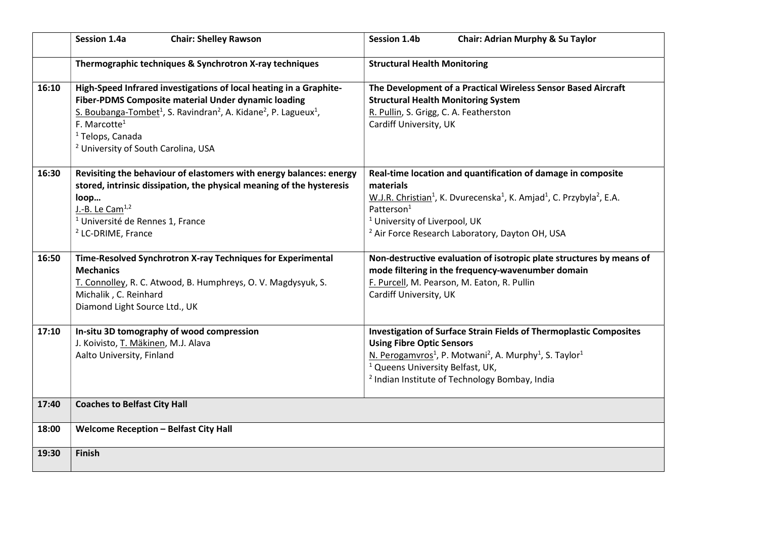| | Session 1.4a Chair: Shelley Rawson | Session 1.4b Chair: Adrian Murphy & Su Taylor |
|---|---|---|
| | **Thermographic techniques & Synchrotron X-ray techniques** | **Structural Health Monitoring** |
| **16:10** | **High-Speed Infrared investigations of local heating in a Graphite-Fiber-PDMS Composite material Under dynamic loading**<br>S. Boubanga-Tombet[1], S. Ravindran[2], A. Kidane[2], P. Lagueux[1], F. Marcotte[1]<br>[1] Telops, Canada<br>[2] University of South Carolina, USA | **The Development of a Practical Wireless Sensor Based Aircraft Structural Health Monitoring System**<br>R. Pullin, S. Grigg, C. A. Featherston<br>Cardiff University, UK |
| **16:30** | **Revisiting the behaviour of elastomers with energy balances: energy stored, intrinsic dissipation, the physical meaning of the hysteresis loop…**<br>J.-B. Le Cam[1,2]<br>[1] Université de Rennes 1, France<br>[2] LC-DRIME, France | **Real-time location and quantification of damage in composite materials**<br>W.J.R. Christian[1], K. Dvurecenska[1], K. Amjad[1], C. Przybyla[2], E.A. Patterson[1]<br>[1] University of Liverpool, UK<br>[2] Air Force Research Laboratory, Dayton OH, USA |
| **16:50** | **Time-Resolved Synchrotron X-ray Techniques for Experimental Mechanics**<br>T. Connolley, R. C. Atwood, B. Humphreys, O. V. Magdysyuk, S. Michalik , C. Reinhard<br>Diamond Light Source Ltd., UK | **Non-destructive evaluation of isotropic plate structures by means of mode filtering in the frequency-wavenumber domain**<br>F. Purcell, M. Pearson, M. Eaton, R. Pullin<br>Cardiff University, UK |
| **17:10** | **In-situ 3D tomography of wood compression**<br>J. Koivisto, T. Mäkinen, M.J. Alava<br>Aalto University, Finland | **Investigation of Surface Strain Fields of Thermoplastic Composites Using Fibre Optic Sensors**<br>N. Perogamvros[1], P. Motwani[2], A. Murphy[1], S. Taylor[1]<br>[1] Queens University Belfast, UK,<br>[2] Indian Institute of Technology Bombay, India |
| **17:40** | **Coaches to Belfast City Hall** | |
| **18:00** | **Welcome Reception – Belfast City Hall** | |
| **19:30** | **Finish** | |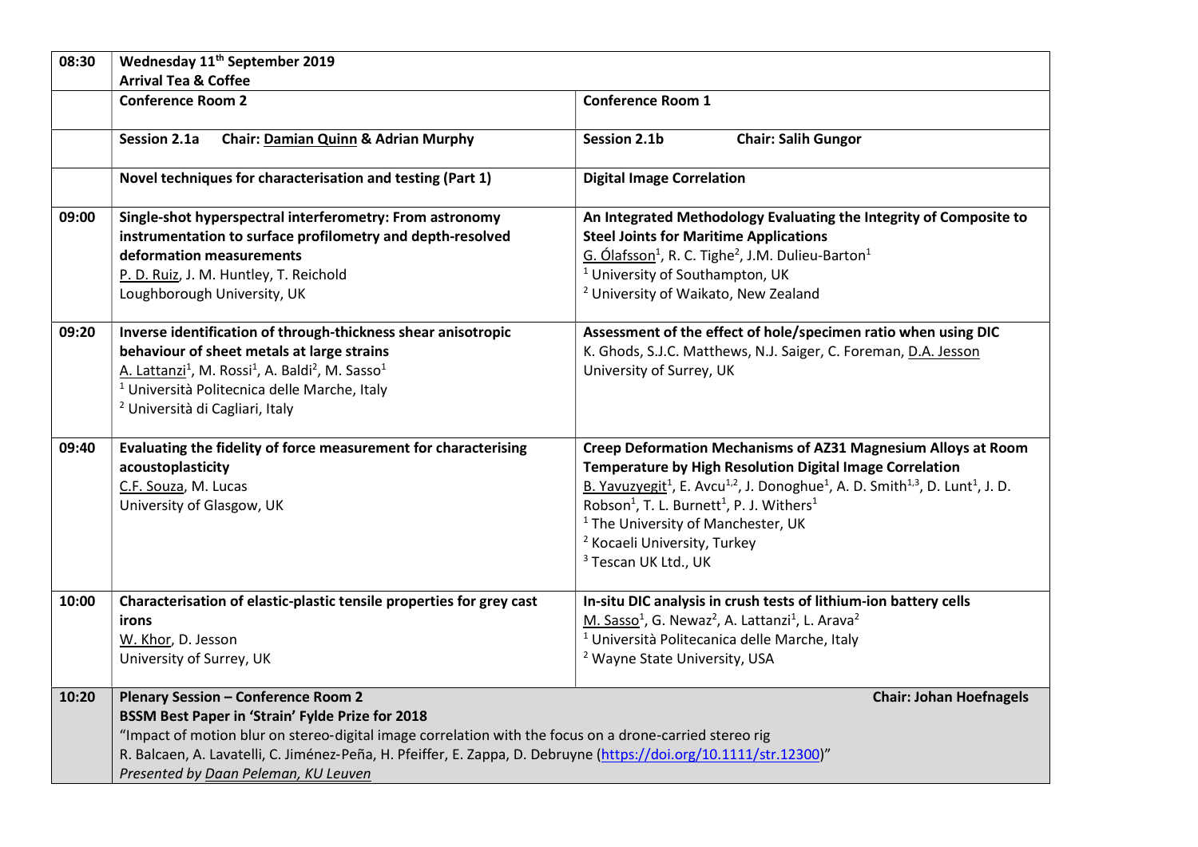| 08:30 | Wednesday 11th September 2019<br>Arrival Tea & Coffee | |
|---|---|---|
| | **Conference Room 2** | **Conference Room 1** |
| | **Session 2.1a Chair: Damian Quinn & Adrian Murphy** | **Session 2.1b Chair: Salih Gungor** |
| | **Novel techniques for characterisation and testing (Part 1)** | **Digital Image Correlation** |
| 09:00 | **Single-shot hyperspectral interferometry: From astronomy instrumentation to surface profilometry and depth-resolved deformation measurements**<br>P. D. Ruiz, J. M. Huntley, T. Reichold<br>Loughborough University, UK | **An Integrated Methodology Evaluating the Integrity of Composite to Steel Joints for Maritime Applications**<br>G. Ólafsson[1], R. C. Tighe[2], J.M. Dulieu-Barton[1]<br>[1] University of Southampton, UK<br>[2] University of Waikato, New Zealand |
| 09:20 | **Inverse identification of through-thickness shear anisotropic behaviour of sheet metals at large strains**<br>A. Lattanzi[1], M. Rossi[1], A. Baldi[2], M. Sasso[1]<br>[1] Università Politecnica delle Marche, Italy<br>[2] Università di Cagliari, Italy | **Assessment of the effect of hole/specimen ratio when using DIC**<br>K. Ghods, S.J.C. Matthews, N.J. Saiger, C. Foreman, D.A. Jesson<br>University of Surrey, UK |
| 09:40 | **Evaluating the fidelity of force measurement for characterising acoustoplasticity**<br>C.F. Souza, M. Lucas<br>University of Glasgow, UK | **Creep Deformation Mechanisms of AZ31 Magnesium Alloys at Room Temperature by High Resolution Digital Image Correlation**<br>B. Yavuzyegit[1], E. Avcu[1,2], J. Donoghue[1], A. D. Smith[1,3], D. Lunt[1], J. D. Robson[1], T. L. Burnett[1], P. J. Withers[1]<br>[1] The University of Manchester, UK<br>[2] Kocaeli University, Turkey<br>[3] Tescan UK Ltd., UK |
| 10:00 | **Characterisation of elastic-plastic tensile properties for grey cast irons**<br>W. Khor, D. Jesson<br>University of Surrey, UK | **In-situ DIC analysis in crush tests of lithium-ion battery cells**<br>M. Sasso[1], G. Newaz[2], A. Lattanzi[1], L. Arava[2]<br>[1] Università Politecanica delle Marche, Italy<br>[2] Wayne State University, USA |
| 10:20 | **Plenary Session – Conference Room 2** **Chair: Johan Hoefnagels**<br>**BSSM Best Paper in 'Strain' Fylde Prize for 2018**<br>"Impact of motion blur on stereo-digital image correlation with the focus on a drone-carried stereo rig<br>R. Balcaen, A. Lavatelli, C. Jiménez-Peña, H. Pfeiffer, E. Zappa, D. Debruyne (https://doi.org/10.1111/str.12300)"<br>*Presented by Daan Peleman, KU Leuven* | |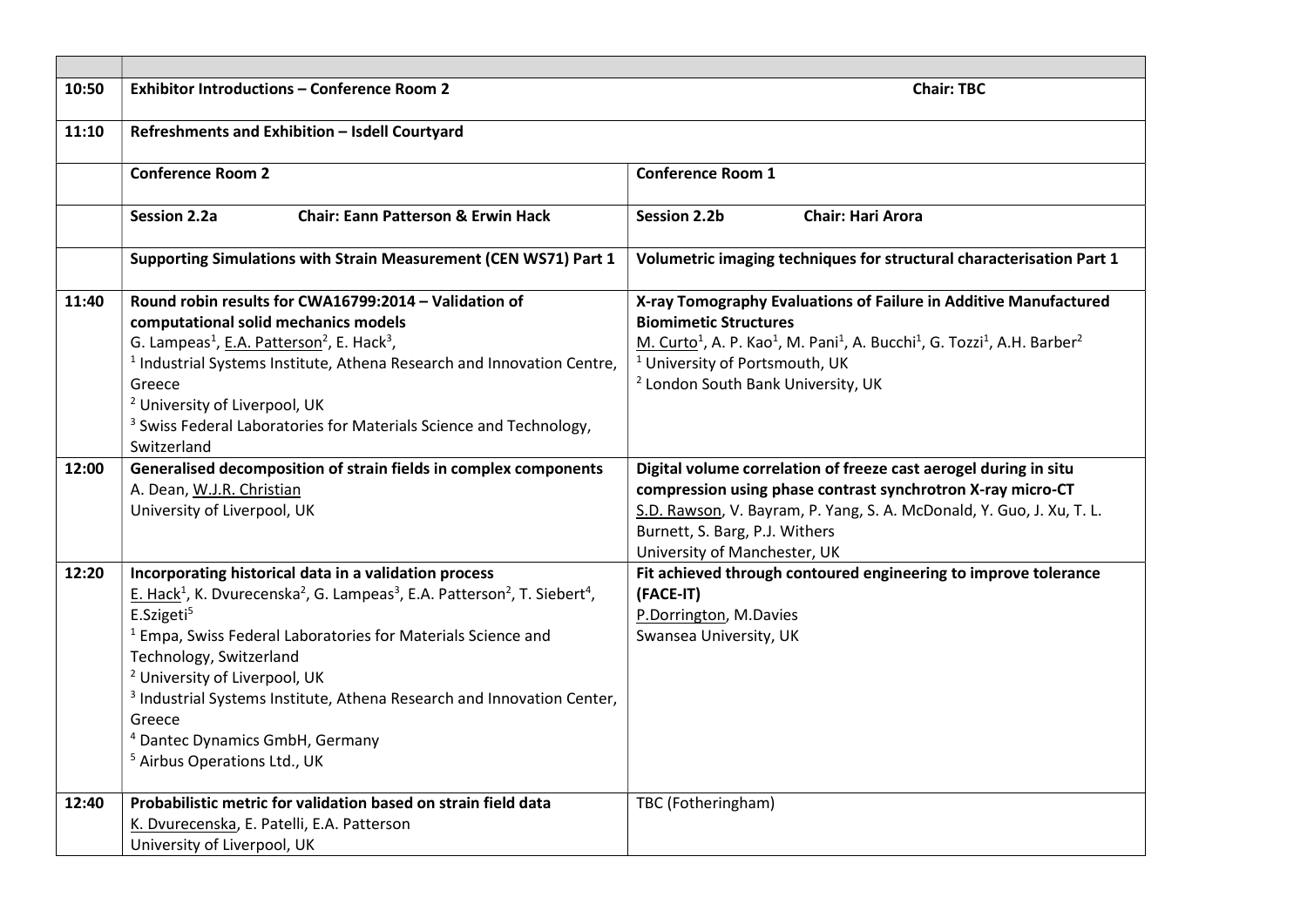| | | |
|---|---|---|
| **10:50** | **Exhibitor Introductions – Conference Room 2** | **Chair: TBC** |
| **11:10** | **Refreshments and Exhibition – Isdell Courtyard** | |
| | **Conference Room 2** | **Conference Room 1** |
| | **Session 2.2a** **Chair: Eann Patterson & Erwin Hack** | **Session 2.2b** **Chair: Hari Arora** |
| | **Supporting Simulations with Strain Measurement (CEN WS71) Part 1** | **Volumetric imaging techniques for structural characterisation Part 1** |
| **11:40** | **Round robin results for CWA16799:2014 – Validation of computational solid mechanics models**<br>G. Lampeas[1], E.A. Patterson[2], E. Hack[3],<br>[1] Industrial Systems Institute, Athena Research and Innovation Centre, Greece<br>[2] University of Liverpool, UK<br>[3] Swiss Federal Laboratories for Materials Science and Technology, Switzerland | **X-ray Tomography Evaluations of Failure in Additive Manufactured Biomimetic Structures**<br>M. Curto[1], A. P. Kao[1], M. Pani[1], A. Bucchi[1], G. Tozzi[1], A.H. Barber[2]<br>[1] University of Portsmouth, UK<br>[2] London South Bank University, UK |
| **12:00** | **Generalised decomposition of strain fields in complex components**<br>A. Dean, W.J.R. Christian<br>University of Liverpool, UK | **Digital volume correlation of freeze cast aerogel during in situ compression using phase contrast synchrotron X-ray micro-CT**<br>S.D. Rawson, V. Bayram, P. Yang, S. A. McDonald, Y. Guo, J. Xu, T. L. Burnett, S. Barg, P.J. Withers<br>University of Manchester, UK |
| **12:20** | **Incorporating historical data in a validation process**<br>E. Hack[1], K. Dvurecenska[2], G. Lampeas[3], E.A. Patterson[2], T. Siebert[4], E.Szigeti[5]<br>[1] Empa, Swiss Federal Laboratories for Materials Science and Technology, Switzerland<br>[2] University of Liverpool, UK<br>[3] Industrial Systems Institute, Athena Research and Innovation Center, Greece<br>[4] Dantec Dynamics GmbH, Germany<br>[5] Airbus Operations Ltd., UK | **Fit achieved through contoured engineering to improve tolerance (FACE-IT)**<br>P.Dorrington, M.Davies<br>Swansea University, UK |
| **12:40** | **Probabilistic metric for validation based on strain field data**<br>K. Dvurecenska, E. Patelli, E.A. Patterson<br>University of Liverpool, UK | TBC (Fotheringham) |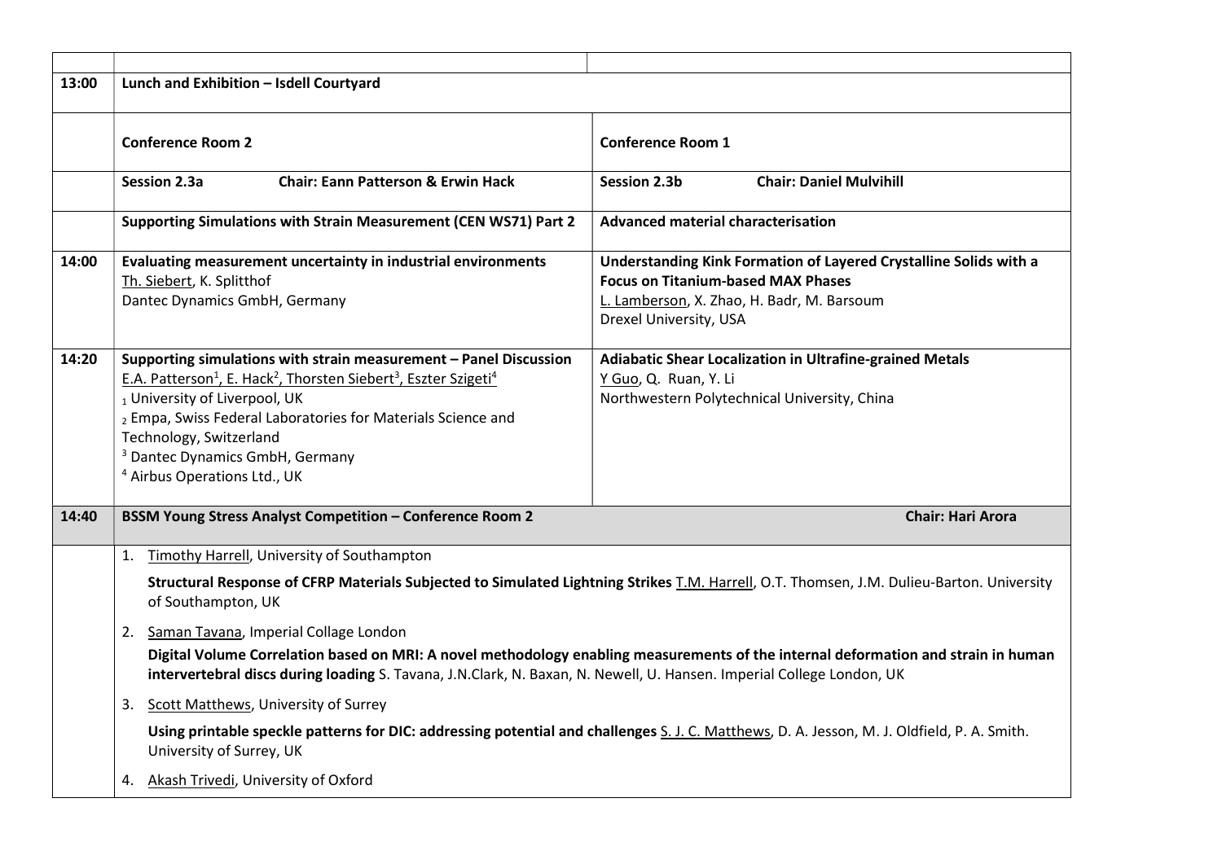| | | |
|---|---|---|
| **13:00** | **Lunch and Exhibition – Isdell Courtyard** | |
| | **Conference Room 2** | **Conference Room 1** |
| | **Session 2.3a** **Chair: Eann Patterson & Erwin Hack** | **Session 2.3b** **Chair: Daniel Mulvihill** |
| | **Supporting Simulations with Strain Measurement (CEN WS71) Part 2** | **Advanced material characterisation** |
| **14:00** | **Evaluating measurement uncertainty in industrial environments**<br>Th. Siebert, K. Splitthof<br>Dantec Dynamics GmbH, Germany | **Understanding Kink Formation of Layered Crystalline Solids with a Focus on Titanium-based MAX Phases**<br>L. Lamberson, X. Zhao, H. Badr, M. Barsoum<br>Drexel University, USA |
| **14:20** | **Supporting simulations with strain measurement – Panel Discussion**<br>E.A. Patterson[1], E. Hack[2], Thorsten Siebert[3], Eszter Szigeti[4]<br>[1] University of Liverpool, UK<br>[2] Empa, Swiss Federal Laboratories for Materials Science and Technology, Switzerland<br>[3] Dantec Dynamics GmbH, Germany<br>[4] Airbus Operations Ltd., UK | **Adiabatic Shear Localization in Ultrafine-grained Metals**<br>Y Guo, Q. Ruan, Y. Li<br>Northwestern Polytechnical University, China |
| **14:40** | **BSSM Young Stress Analyst Competition – Conference Room 2** **Chair: Hari Arora** | |
| | 1. Timothy Harrell, University of Southampton<br>**Structural Response of CFRP Materials Subjected to Simulated Lightning Strikes** T.M. Harrell, O.T. Thomsen, J.M. Dulieu-Barton. University of Southampton, UK<br>2. Saman Tavana, Imperial Collage London<br>**Digital Volume Correlation based on MRI: A novel methodology enabling measurements of the internal deformation and strain in human intervertebral discs during loading** S. Tavana, J.N.Clark, N. Baxan, N. Newell, U. Hansen. Imperial College London, UK<br>3. Scott Matthews, University of Surrey<br>**Using printable speckle patterns for DIC: addressing potential and challenges** S. J. C. Matthews, D. A. Jesson, M. J. Oldfield, P. A. Smith. University of Surrey, UK<br>4. Akash Trivedi, University of Oxford | |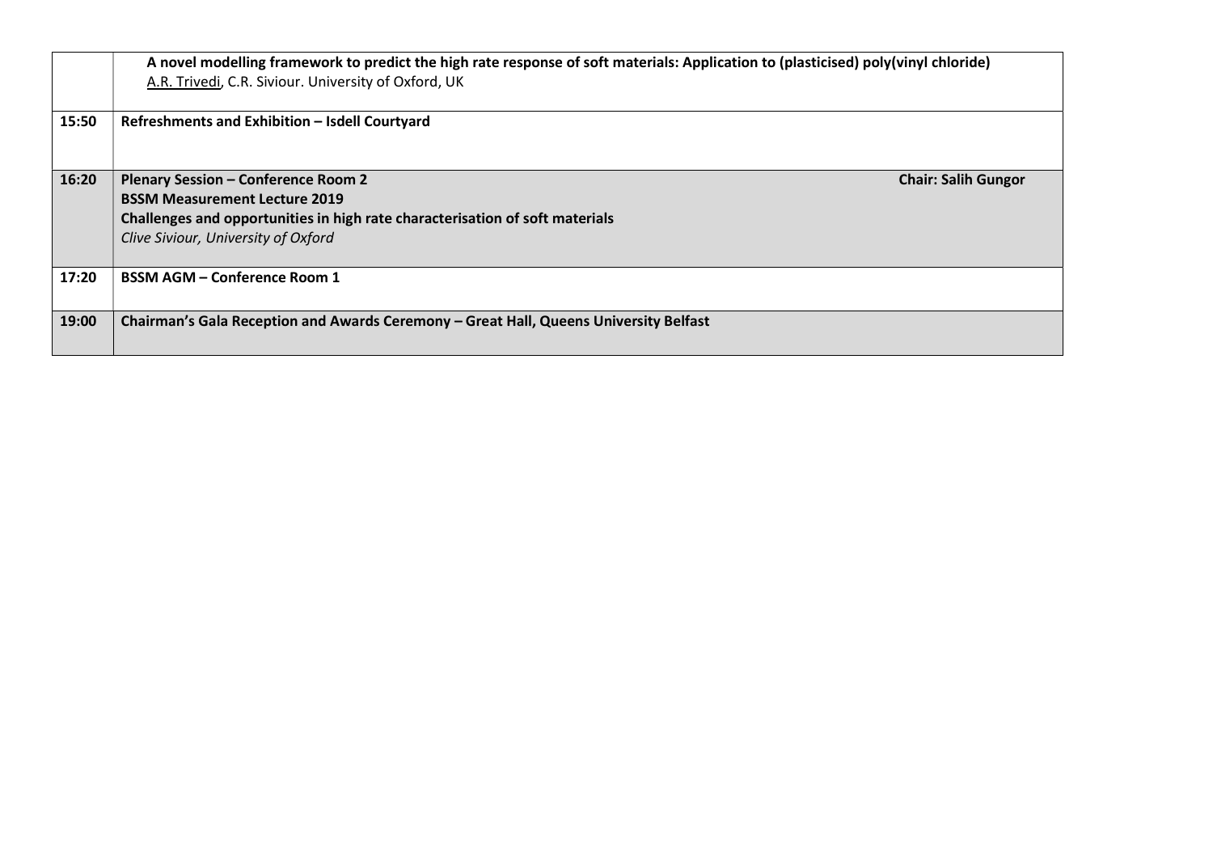|  |  |
|---|---|
|  | **A novel modelling framework to predict the high rate response of soft materials: Application to (plasticised) poly(vinyl chloride)**<br>A.R. Trivedi, C.R. Siviour. University of Oxford, UK |
| **15:50** | **Refreshments and Exhibition – Isdell Courtyard** |
| **16:20** | **Plenary Session – Conference Room 2** **Chair: Salih Gungor**<br>**BSSM Measurement Lecture 2019**<br>**Challenges and opportunities in high rate characterisation of soft materials**<br>*Clive Siviour, University of Oxford* |
| **17:20** | **BSSM AGM – Conference Room 1** |
| **19:00** | **Chairman's Gala Reception and Awards Ceremony – Great Hall, Queens University Belfast** |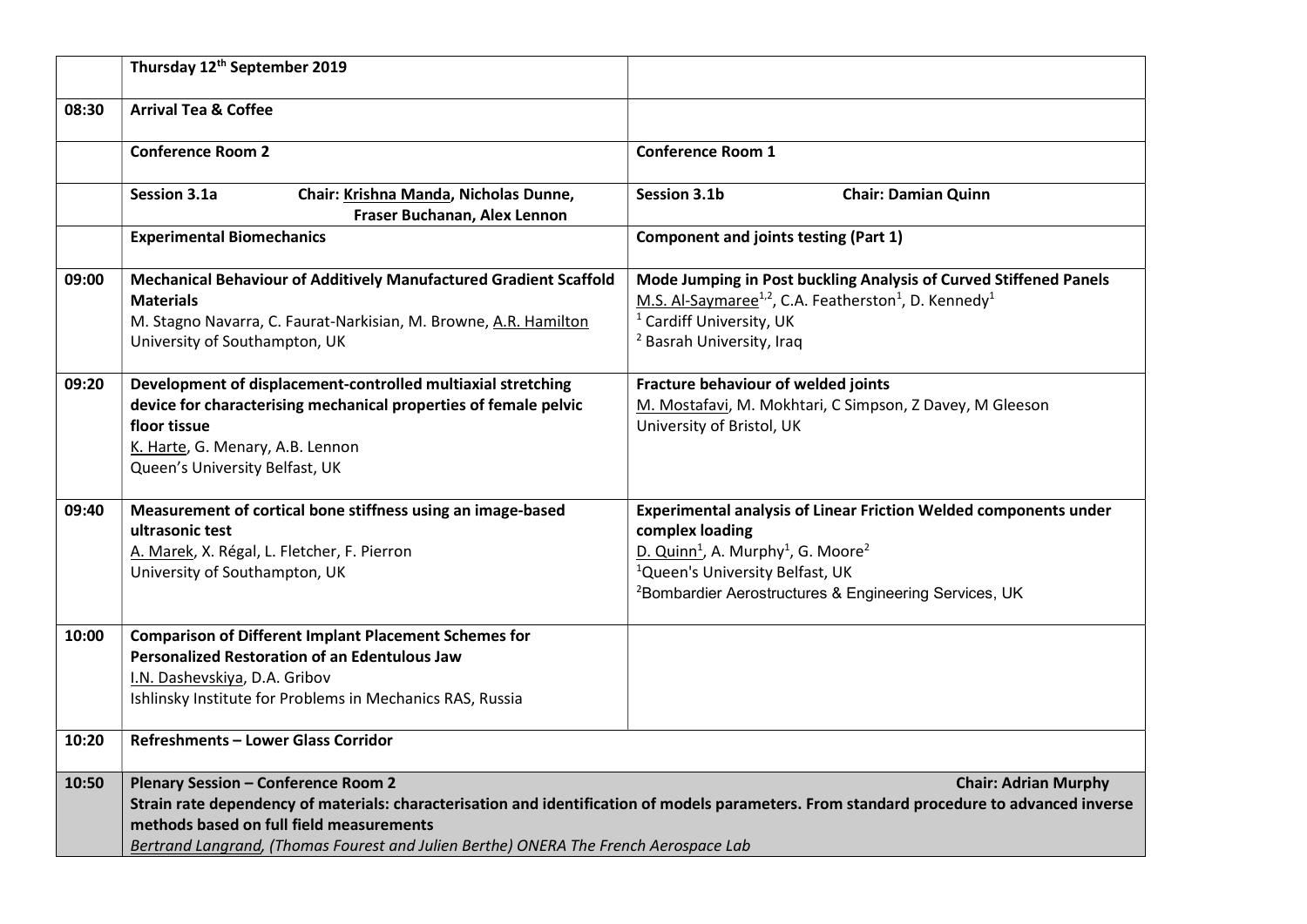| | Thursday 12th September 2019 | |
|---|---|---|
| 08:30 | **Arrival Tea & Coffee** | |
| | **Conference Room 2** | **Conference Room 1** |
| | **Session 3.1a** **Chair: Krishna Manda, Nicholas Dunne, Fraser Buchanan, Alex Lennon** | **Session 3.1b** **Chair: Damian Quinn** |
| | **Experimental Biomechanics** | **Component and joints testing (Part 1)** |
| 09:00 | **Mechanical Behaviour of Additively Manufactured Gradient Scaffold Materials** M. Stagno Navarra, C. Faurat-Narkisian, M. Browne, A.R. Hamilton University of Southampton, UK | **Mode Jumping in Post buckling Analysis of Curved Stiffened Panels** M.S. Al-Saymaree[1,2], C.A. Featherston[1], D. Kennedy[1] [1] Cardiff University, UK [2] Basrah University, Iraq |
| 09:20 | **Development of displacement-controlled multiaxial stretching device for characterising mechanical properties of female pelvic floor tissue** K. Harte, G. Menary, A.B. Lennon Queen's University Belfast, UK | **Fracture behaviour of welded joints** M. Mostafavi, M. Mokhtari, C Simpson, Z Davey, M Gleeson University of Bristol, UK |
| 09:40 | **Measurement of cortical bone stiffness using an image-based ultrasonic test** A. Marek, X. Régal, L. Fletcher, F. Pierron University of Southampton, UK | **Experimental analysis of Linear Friction Welded components under complex loading** D. Quinn[1], A. Murphy[1], G. Moore[2] [1]Queen's University Belfast, UK [2]Bombardier Aerostructures & Engineering Services, UK |
| 10:00 | **Comparison of Different Implant Placement Schemes for Personalized Restoration of an Edentulous Jaw** I.N. Dashevskiya, D.A. Gribov Ishlinsky Institute for Problems in Mechanics RAS, Russia | |
| 10:20 | **Refreshments – Lower Glass Corridor** | |
| 10:50 | **Plenary Session – Conference Room 2** **Chair: Adrian Murphy** **Strain rate dependency of materials: characterisation and identification of models parameters. From standard procedure to advanced inverse methods based on full field measurements** *Bertrand Langrand, (Thomas Fourest and Julien Berthe) ONERA The French Aerospace Lab* | |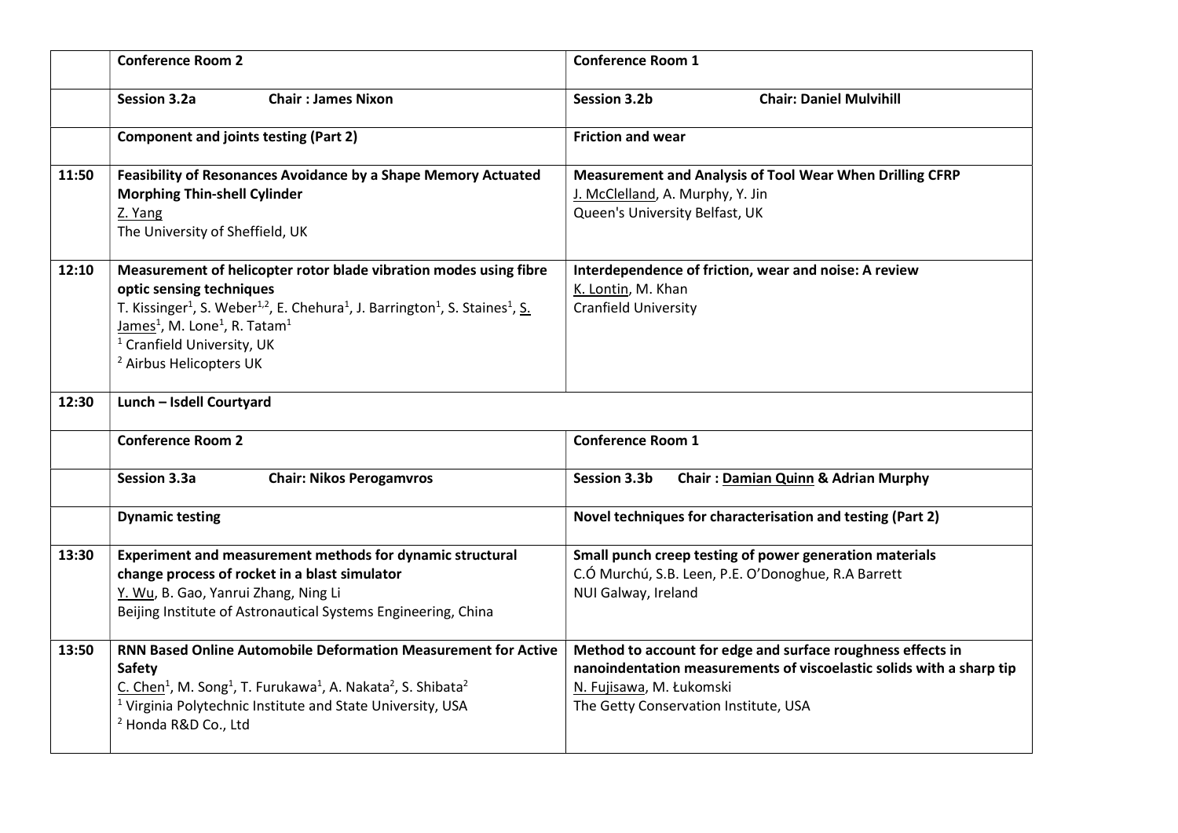| | Conference Room 2 | Conference Room 1 |
|---|---|---|
| | **Session 3.2a** **Chair : James Nixon** | **Session 3.2b** **Chair: Daniel Mulvihill** |
| | **Component and joints testing (Part 2)** | **Friction and wear** |
| **11:50** | **Feasibility of Resonances Avoidance by a Shape Memory Actuated Morphing Thin-shell Cylinder**<br>Z. Yang<br>The University of Sheffield, UK | **Measurement and Analysis of Tool Wear When Drilling CFRP**<br>J. McClelland, A. Murphy, Y. Jin<br>Queen's University Belfast, UK |
| **12:10** | **Measurement of helicopter rotor blade vibration modes using fibre optic sensing techniques**<br>T. Kissinger[1], S. Weber[1,2], E. Chehura[1], J. Barrington[1], S. Staines[1], S. James[1], M. Lone[1], R. Tatam[1]<br>[1] Cranfield University, UK<br>[2] Airbus Helicopters UK | **Interdependence of friction, wear and noise: A review**<br>K. Lontin, M. Khan<br>Cranfield University |
| **12:30** | **Lunch – Isdell Courtyard** | |
| | **Conference Room 2** | **Conference Room 1** |
| | **Session 3.3a** **Chair: Nikos Perogamvros** | **Session 3.3b** **Chair : Damian Quinn & Adrian Murphy** |
| | **Dynamic testing** | **Novel techniques for characterisation and testing (Part 2)** |
| **13:30** | **Experiment and measurement methods for dynamic structural change process of rocket in a blast simulator**<br>Y. Wu, B. Gao, Yanrui Zhang, Ning Li<br>Beijing Institute of Astronautical Systems Engineering, China | **Small punch creep testing of power generation materials**<br>C.Ó Murchú, S.B. Leen, P.E. O'Donoghue, R.A Barrett<br>NUI Galway, Ireland |
| **13:50** | **RNN Based Online Automobile Deformation Measurement for Active Safety**<br>C. Chen[1], M. Song[1], T. Furukawa[1], A. Nakata[2], S. Shibata[2]<br>[1] Virginia Polytechnic Institute and State University, USA<br>[2] Honda R&D Co., Ltd | **Method to account for edge and surface roughness effects in nanoindentation measurements of viscoelastic solids with a sharp tip**<br>N. Fujisawa, M. Łukomski<br>The Getty Conservation Institute, USA |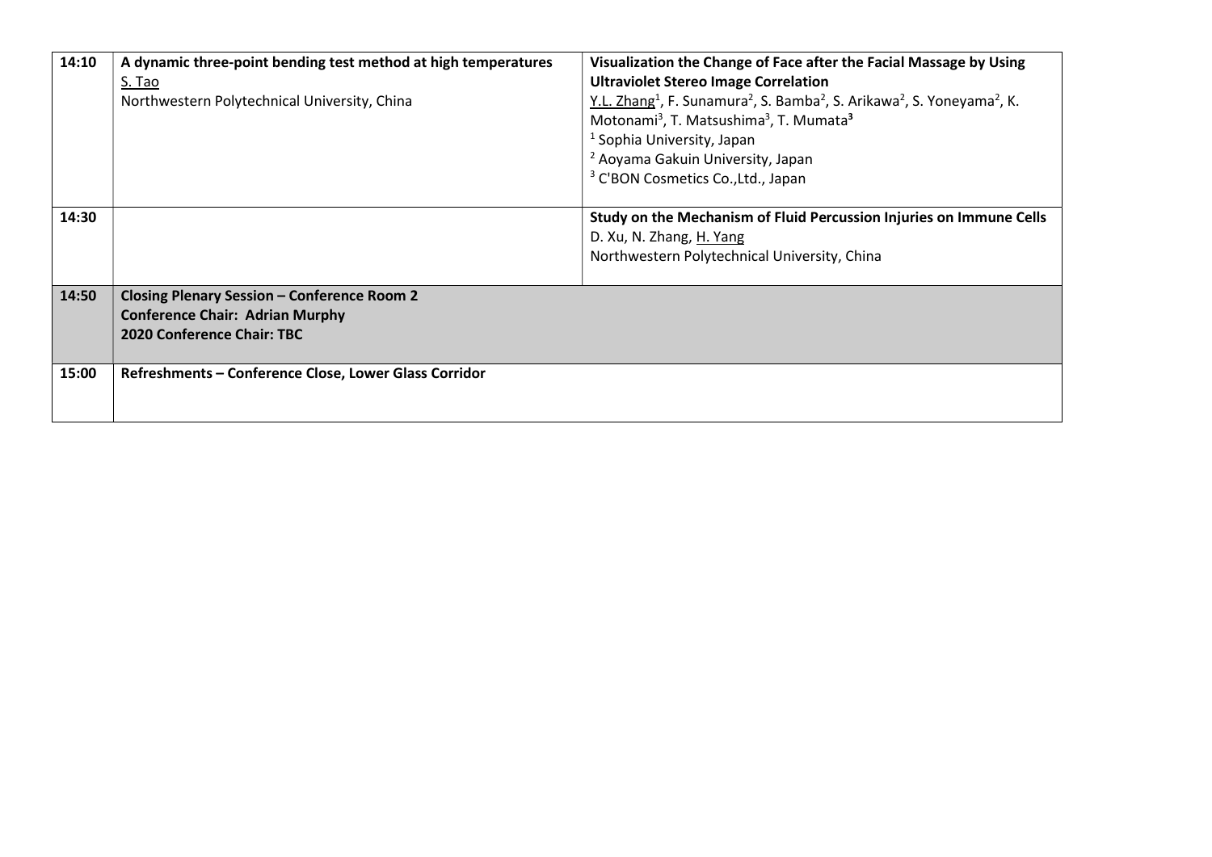| | | |
|---|---|---|
| 14:10 | **A dynamic three-point bending test method at high temperatures**<br>S. Tao<br>Northwestern Polytechnical University, China | **Visualization the Change of Face after the Facial Massage by Using Ultraviolet Stereo Image Correlation**<br>Y.L. Zhang[1], F. Sunamura[2], S. Bamba[2], S. Arikawa[2], S. Yoneyama[2], K. Motonami[3], T. Matsushima[3], T. Mumata[3]<br>[1] Sophia University, Japan<br>[2] Aoyama Gakuin University, Japan<br>[3] C'BON Cosmetics Co.,Ltd., Japan |
| 14:30 | | **Study on the Mechanism of Fluid Percussion Injuries on Immune Cells**<br>D. Xu, N. Zhang, H. Yang<br>Northwestern Polytechnical University, China |
| 14:50 | **Closing Plenary Session – Conference Room 2**<br>**Conference Chair: Adrian Murphy**<br>**2020 Conference Chair: TBC** | |
| 15:00 | **Refreshments – Conference Close, Lower Glass Corridor** | |